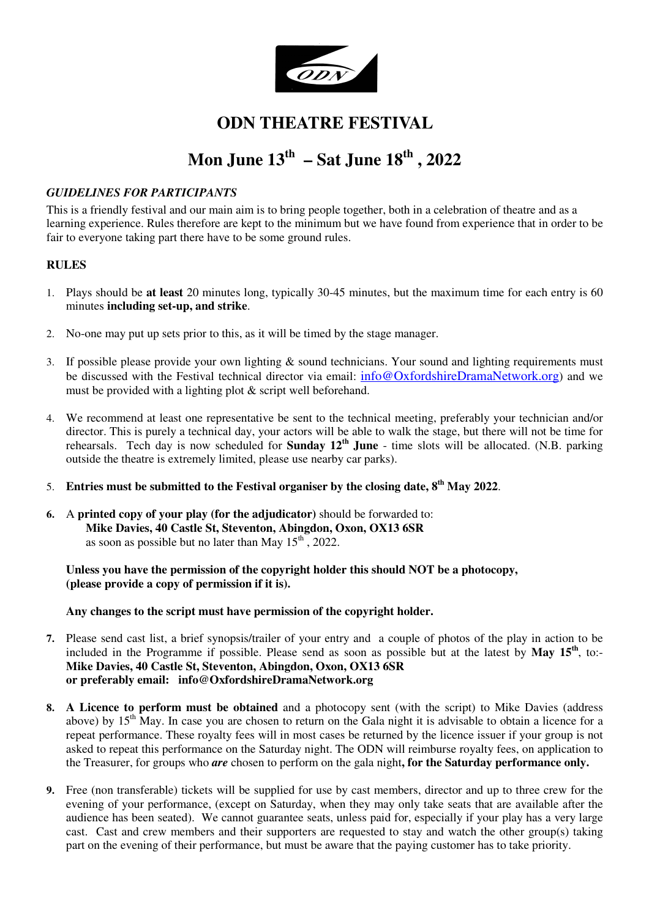# ODN THEATRE FESTIVAL

## Mon June 13th – Sat June 18th, 2022

### *GUIDELINES FOR PARTICIPANTS*

This is a friendly festival and our main aim is to bring people together, both in a celebration of theatre and as a learning experience. Rules therefore are kept to the minimum but we have found from experience that in order to be fair to everyone taking part there have to be some ground rules.

### RULES

1. Plays should be **at least** 20 minutes long, typically 30-45 minutes, but the maximum time for each entry is 60 minutes **including set-up, and strike**.

2. No-one may put up sets prior to this, as it will be timed by the stage manager.

3. If possible please provide your own lighting & sound technicians. Your sound and lighting requirements must be discussed with the Festival technical director via email: info@OxfordshireDramaNetwork.org) and we must be provided with a lighting plot & script well beforehand.

4. We recommend at least one representative be sent to the technical meeting, preferably your technician and/or director. This is purely a technical day, your actors will be able to walk the stage, but there will not be time for rehearsals. Tech day is now scheduled for **Sunday 12th June** - time slots will be allocated. (N.B. parking outside the theatre is extremely limited, please use nearby car parks).

5. **Entries must be submitted to the Festival organiser by the closing date, 8th May 2022**.

6. A **printed copy of your play (for the adjudicator)** should be forwarded to:
   **Mike Davies, 40 Castle St, Steventon, Abingdon, Oxon, OX13 6SR**
   as soon as possible but no later than May 15th, 2022.

   **Unless you have the permission of the copyright holder this should NOT be a photocopy, (please provide a copy of permission if it is).**

   **Any changes to the script must have permission of the copyright holder.**

7. Please send cast list, a brief synopsis/trailer of your entry and a couple of photos of the play in action to be included in the Programme if possible. Please send as soon as possible but at the latest by **May 15th**, to:-
   **Mike Davies, 40 Castle St, Steventon, Abingdon, Oxon, OX13 6SR**
   **or preferably email: info@OxfordshireDramaNetwork.org**

8. **A Licence to perform must be obtained** and a photocopy sent (with the script) to Mike Davies (address above) by 15th May. In case you are chosen to return on the Gala night it is advisable to obtain a licence for a repeat performance. These royalty fees will in most cases be returned by the licence issuer if your group is not asked to repeat this performance on the Saturday night. The ODN will reimburse royalty fees, on application to the Treasurer, for groups who ***are*** chosen to perform on the gala night**, for the Saturday performance only.**

9. Free (non transferable) tickets will be supplied for use by cast members, director and up to three crew for the evening of your performance, (except on Saturday, when they may only take seats that are available after the audience has been seated). We cannot guarantee seats, unless paid for, especially if your play has a very large cast. Cast and crew members and their supporters are requested to stay and watch the other group(s) taking part on the evening of their performance, but must be aware that the paying customer has to take priority.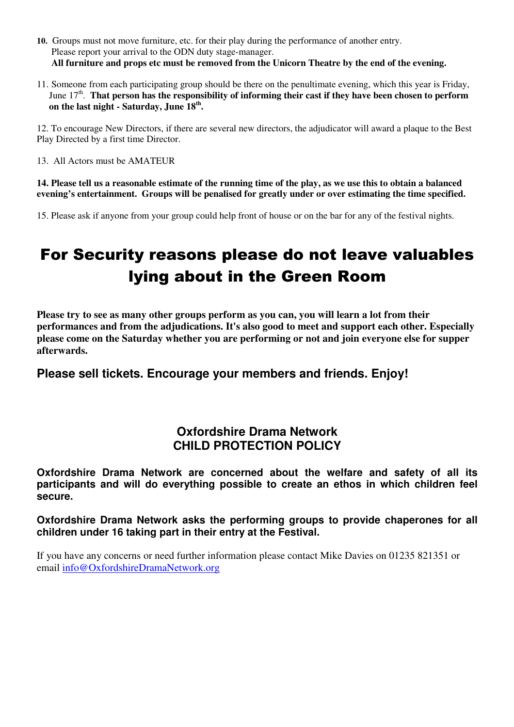**10.** Groups must not move furniture, etc. for their play during the performance of another entry. Please report your arrival to the ODN duty stage-manager.
**All furniture and props etc must be removed from the Unicorn Theatre by the end of the evening.**

11. Someone from each participating group should be there on the penultimate evening, which this year is Friday, June 17th. **That person has the responsibility of informing their cast if they have been chosen to perform on the last night - Saturday, June 18th.**

12. To encourage New Directors, if there are several new directors, the adjudicator will award a plaque to the Best Play Directed by a first time Director.

13. All Actors must be AMATEUR

**14. Please tell us a reasonable estimate of the running time of the play, as we use this to obtain a balanced evening's entertainment. Groups will be penalised for greatly under or over estimating the time specified.**

15. Please ask if anyone from your group could help front of house or on the bar for any of the festival nights.

# For Security reasons please do not leave valuables lying about in the Green Room

**Please try to see as many other groups perform as you can, you will learn a lot from their performances and from the adjudications. It's also good to meet and support each other. Especially please come on the Saturday whether you are performing or not and join everyone else for supper afterwards.**

**Please sell tickets. Encourage your members and friends. Enjoy!**

## Oxfordshire Drama Network
## CHILD PROTECTION POLICY

**Oxfordshire Drama Network are concerned about the welfare and safety of all its participants and will do everything possible to create an ethos in which children feel secure.**

**Oxfordshire Drama Network asks the performing groups to provide chaperones for all children under 16 taking part in their entry at the Festival.**

If you have any concerns or need further information please contact Mike Davies on 01235 821351 or email info@OxfordshireDramaNetwork.org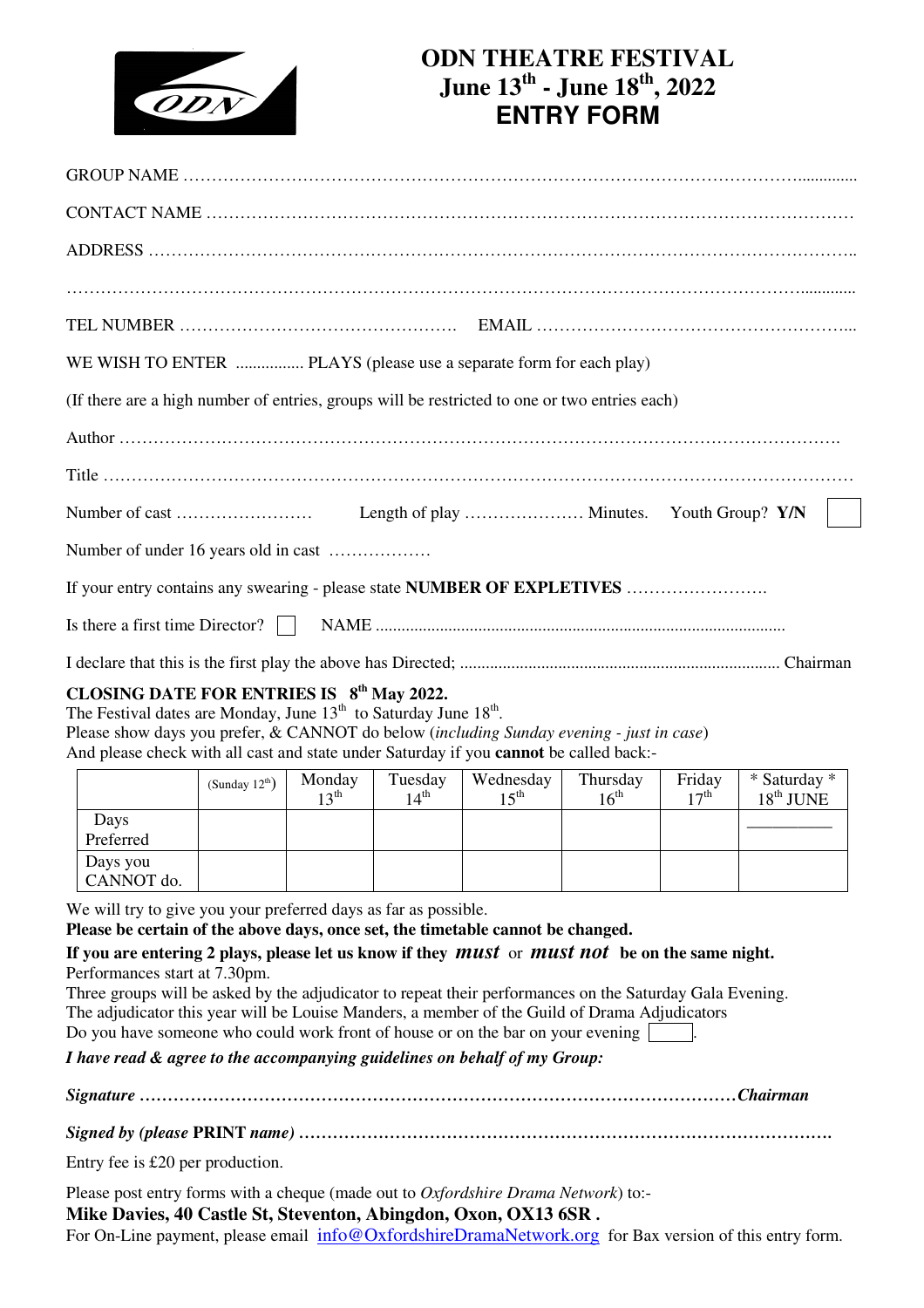# ODN THEATRE FESTIVAL
## June 13th - June 18th, 2022
## ENTRY FORM

GROUP NAME …………………………………………………………………………………………………..............

CONTACT NAME ………………………………………………………………………………………………

ADDRESS …………………………………………………………………………………………………………..

……………………………………………………………………………………………………………............

TEL NUMBER …………………………………………. EMAIL ………………………………………………...

WE WISH TO ENTER ................ PLAYS (please use a separate form for each play)

(If there are a high number of entries, groups will be restricted to one or two entries each)

Author ………………………………………………………………………………………………………….

Title ……………………………………………………………………………………………………………

Number of cast …………………… Length of play ………………… Minutes. Youth Group? **Y/N** ☐

Number of under 16 years old in cast ………………

If your entry contains any swearing - please state **NUMBER OF EXPLETIVES** …………………….

Is there a first time Director? ☐ NAME ..............................................................................................

I declare that this is the first play the above has Directed; .......................................................................... Chairman

**CLOSING DATE FOR ENTRIES IS 8th May 2022.**
The Festival dates are Monday, June 13th to Saturday June 18th.
Please show days you prefer, & CANNOT do below (*including Sunday evening - just in case*)
And please check with all cast and state under Saturday if you **cannot** be called back:-

| | (Sunday 12th) | Monday 13th | Tuesday 14th | Wednesday 15th | Thursday 16th | Friday 17th | * Saturday * 18th JUNE |
|---|---|---|---|---|---|---|---|
| Days Preferred | | | | | | | ________ |
| Days you CANNOT do. | | | | | | | |

We will try to give you your preferred days as far as possible.
**Please be certain of the above days, once set, the timetable cannot be changed.**
**If you are entering 2 plays, please let us know if they *must* or *must not* be on the same night.**
Performances start at 7.30pm.
Three groups will be asked by the adjudicator to repeat their performances on the Saturday Gala Evening.
The adjudicator this year will be Louise Manders, a member of the Guild of Drama Adjudicators
Do you have someone who could work front of house or on the bar on your evening ☐.

***I have read & agree to the accompanying guidelines on behalf of my Group:***

***Signature ……………………………………………………………………………………………Chairman***

***Signed by (please* PRINT *name) ………………………………………………………………………………….***

Entry fee is £20 per production.

Please post entry forms with a cheque (made out to *Oxfordshire Drama Network*) to:-
**Mike Davies, 40 Castle St, Steventon, Abingdon, Oxon, OX13 6SR .**
For On-Line payment, please email info@OxfordshireDramaNetwork.org for Bax version of this entry form.